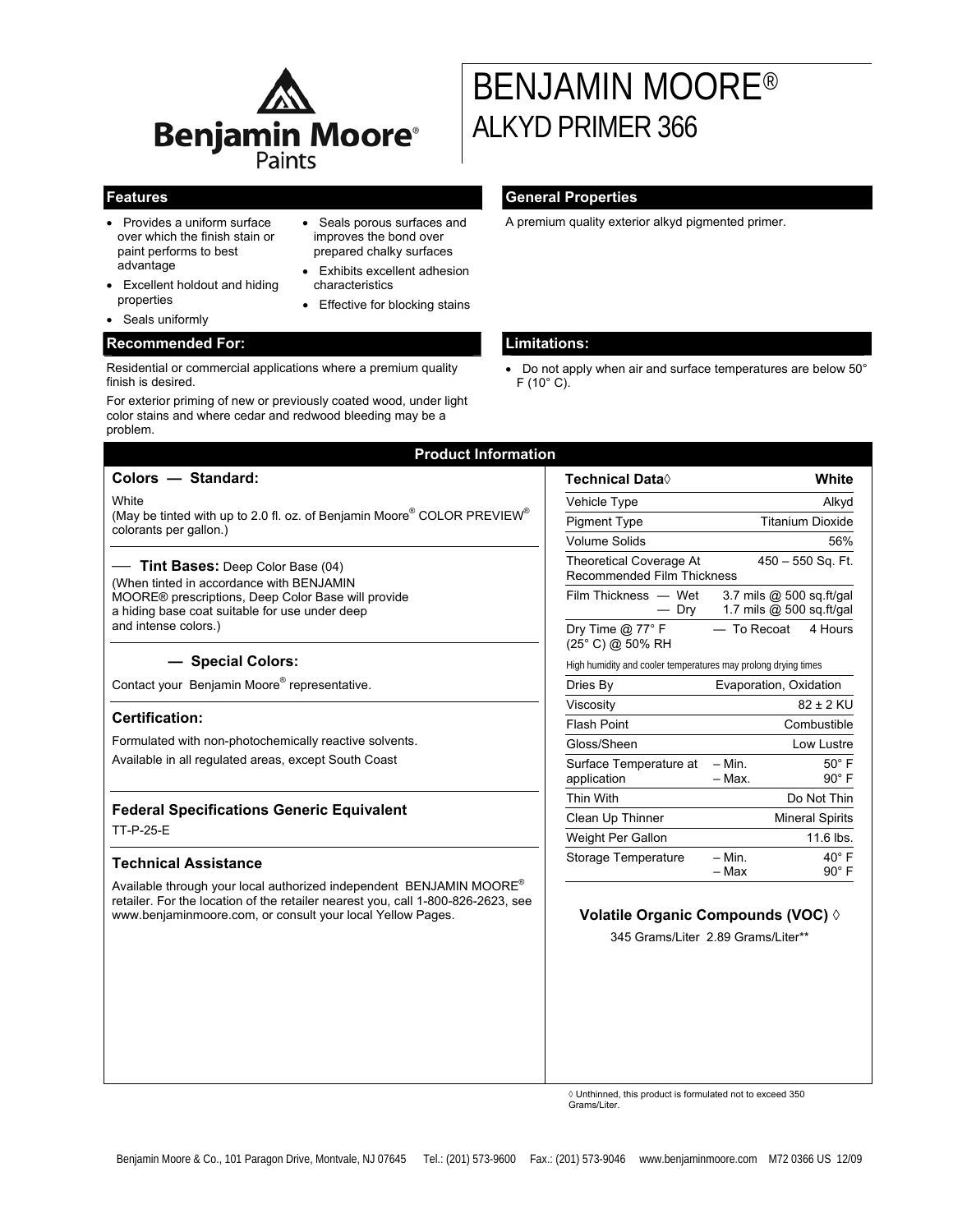# BENJAMIN MOORE®
## ALKYD PRIMER 366

### Features

- Provides a uniform surface over which the finish stain or paint performs to best advantage
- Excellent holdout and hiding properties
- Seals uniformly
- Seals porous surfaces and improves the bond over prepared chalky surfaces
- Exhibits excellent adhesion characteristics
- Effective for blocking stains

### General Properties

A premium quality exterior alkyd pigmented primer.

### Recommended For:

Residential or commercial applications where a premium quality finish is desired.

For exterior priming of new or previously coated wood, under light color stains and where cedar and redwood bleeding may be a problem.

### Limitations:

- Do not apply when air and surface temperatures are below 50° F (10° C).

### Product Information

#### Colors — Standard:

White
(May be tinted with up to 2.0 fl. oz. of Benjamin Moore® COLOR PREVIEW® colorants per gallon.)

— **Tint Bases:** Deep Color Base (04)
(When tinted in accordance with BENJAMIN MOORE® prescriptions, Deep Color Base will provide a hiding base coat suitable for use under deep and intense colors.)

#### — Special Colors:

Contact your Benjamin Moore® representative.

#### Certification:

Formulated with non-photochemically reactive solvents.
Available in all regulated areas, except South Coast

#### Federal Specifications Generic Equivalent

TT-P-25-E

#### Technical Assistance

Available through your local authorized independent BENJAMIN MOORE® retailer. For the location of the retailer nearest you, call 1-800-826-2623, see www.benjaminmoore.com, or consult your local Yellow Pages.

| Technical Data◊ | | White |
|---|---|---|
| Vehicle Type | | Alkyd |
| Pigment Type | | Titanium Dioxide |
| Volume Solids | | 56% |
| Theoretical Coverage At Recommended Film Thickness | | 450 – 550 Sq. Ft. |
| Film Thickness | — Wet | 3.7 mils @ 500 sq.ft/gal |
| | — Dry | 1.7 mils @ 500 sq.ft/gal |
| Dry Time @ 77° F (25° C) @ 50% RH | — To Recoat | 4 Hours |
| High humidity and cooler temperatures may prolong drying times | | |
| Dries By | | Evaporation, Oxidation |
| Viscosity | | 82 ± 2 KU |
| Flash Point | | Combustible |
| Gloss/Sheen | | Low Lustre |
| Surface Temperature at application | – Min. | 50° F |
| | – Max. | 90° F |
| Thin With | | Do Not Thin |
| Clean Up Thinner | | Mineral Spirits |
| Weight Per Gallon | | 11.6 lbs. |
| Storage Temperature | – Min. | 40° F |
| | – Max | 90° F |

#### Volatile Organic Compounds (VOC) ◊

345 Grams/Liter 2.89 Grams/Liter**

◊ Unthinned, this product is formulated not to exceed 350 Grams/Liter.

Benjamin Moore & Co., 101 Paragon Drive, Montvale, NJ 07645 Tel.: (201) 573-9600 Fax.: (201) 573-9046 www.benjaminmoore.com M72 0366 US 12/09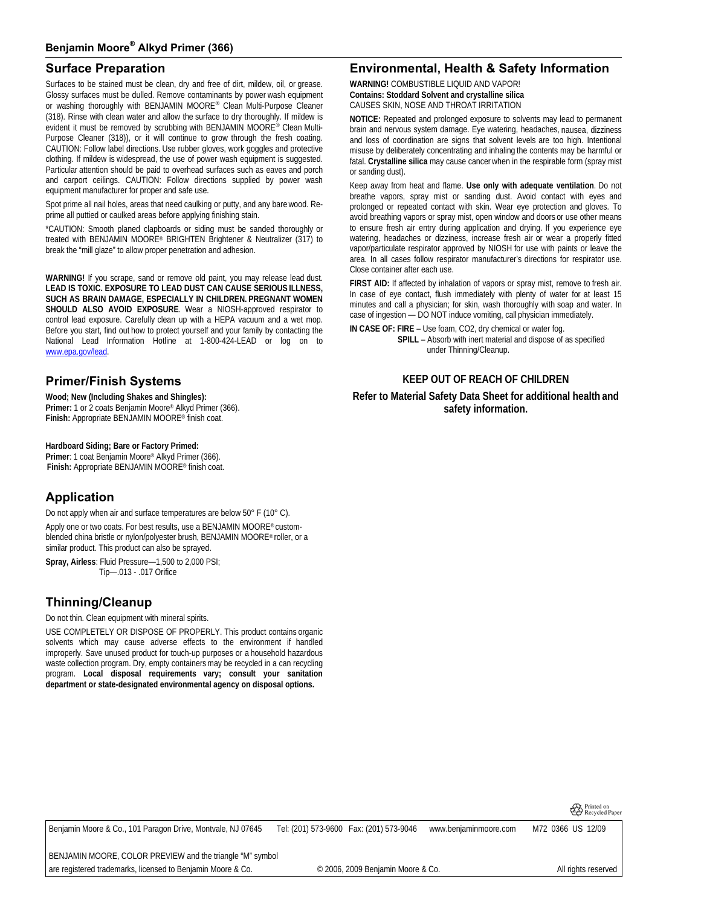## Surface Preparation

Surfaces to be stained must be clean, dry and free of dirt, mildew, oil, or grease. Glossy surfaces must be dulled. Remove contaminants by power wash equipment or washing thoroughly with BENJAMIN MOORE® Clean Multi-Purpose Cleaner (318). Rinse with clean water and allow the surface to dry thoroughly. If mildew is evident it must be removed by scrubbing with BENJAMIN MOORE® Clean Multi-Purpose Cleaner (318)), or it will continue to grow through the fresh coating. CAUTION: Follow label directions. Use rubber gloves, work goggles and protective clothing. If mildew is widespread, the use of power wash equipment is suggested. Particular attention should be paid to overhead surfaces such as eaves and porch and carport ceilings. CAUTION: Follow directions supplied by power wash equipment manufacturer for proper and safe use.

Spot prime all nail holes, areas that need caulking or putty, and any bare wood. Re-prime all puttied or caulked areas before applying finishing stain.

*CAUTION: Smooth planed clapboards or siding must be sanded thoroughly or treated with BENJAMIN MOORE® BRIGHTEN Brightener & Neutralizer (317) to break the "mill glaze" to allow proper penetration and adhesion.

**WARNING!** If you scrape, sand or remove old paint, you may release lead dust. **LEAD IS TOXIC. EXPOSURE TO LEAD DUST CAN CAUSE SERIOUS ILLNESS, SUCH AS BRAIN DAMAGE, ESPECIALLY IN CHILDREN. PREGNANT WOMEN SHOULD ALSO AVOID EXPOSURE**. Wear a NIOSH-approved respirator to control lead exposure. Carefully clean up with a HEPA vacuum and a wet mop. Before you start, find out how to protect yourself and your family by contacting the National Lead Information Hotline at 1-800-424-LEAD or log on to www.epa.gov/lead.

## Primer/Finish Systems

**Wood; New (Including Shakes and Shingles):**
**Primer:** 1 or 2 coats Benjamin Moore® Alkyd Primer (366).
**Finish:** Appropriate BENJAMIN MOORE® finish coat.

**Hardboard Siding; Bare or Factory Primed:**
**Primer**: 1 coat Benjamin Moore® Alkyd Primer (366).
**Finish:** Appropriate BENJAMIN MOORE® finish coat.

## Application

Do not apply when air and surface temperatures are below 50° F (10° C).

Apply one or two coats. For best results, use a BENJAMIN MOORE® custom-blended china bristle or nylon/polyester brush, BENJAMIN MOORE® roller, or a similar product. This product can also be sprayed.

**Spray, Airless**: Fluid Pressure—1,500 to 2,000 PSI;
Tip—.013 - .017 Orifice

## Thinning/Cleanup

Do not thin. Clean equipment with mineral spirits.

USE COMPLETELY OR DISPOSE OF PROPERLY. This product contains organic solvents which may cause adverse effects to the environment if handled improperly. Save unused product for touch-up purposes or a household hazardous waste collection program. Dry, empty containers may be recycled in a can recycling program. **Local disposal requirements vary; consult your sanitation department or state-designated environmental agency on disposal options.**

## Environmental, Health & Safety Information

**WARNING!** COMBUSTIBLE LIQUID AND VAPOR!
**Contains: Stoddard Solvent and crystalline silica**
CAUSES SKIN, NOSE AND THROAT IRRITATION

**NOTICE:** Repeated and prolonged exposure to solvents may lead to permanent brain and nervous system damage. Eye watering, headaches, nausea, dizziness and loss of coordination are signs that solvent levels are too high. Intentional misuse by deliberately concentrating and inhaling the contents may be harmful or fatal. **Crystalline silica** may cause cancer when in the respirable form (spray mist or sanding dust).

Keep away from heat and flame. **Use only with adequate ventilation**. Do not breathe vapors, spray mist or sanding dust. Avoid contact with eyes and prolonged or repeated contact with skin. Wear eye protection and gloves. To avoid breathing vapors or spray mist, open window and doors or use other means to ensure fresh air entry during application and drying. If you experience eye watering, headaches or dizziness, increase fresh air or wear a properly fitted vapor/particulate respirator approved by NIOSH for use with paints or leave the area. In all cases follow respirator manufacturer's directions for respirator use. Close container after each use.

**FIRST AID:** If affected by inhalation of vapors or spray mist, remove to fresh air. In case of eye contact, flush immediately with plenty of water for at least 15 minutes and call a physician; for skin, wash thoroughly with soap and water. In case of ingestion — DO NOT induce vomiting, call physician immediately.

**IN CASE OF: FIRE** – Use foam, $CO_2$, dry chemical or water fog.
**SPILL** – Absorb with inert material and dispose of as specified under Thinning/Cleanup.

**KEEP OUT OF REACH OF CHILDREN**

**Refer to Material Safety Data Sheet for additional health and safety information.**

Printed on Recycled Paper

Benjamin Moore & Co., 101 Paragon Drive, Montvale, NJ 07645 Tel: (201) 573-9600 Fax: (201) 573-9046 www.benjaminmoore.com M72 0366 US 12/09

BENJAMIN MOORE, COLOR PREVIEW and the triangle "M" symbol are registered trademarks, licensed to Benjamin Moore & Co. © 2006, 2009 Benjamin Moore & Co. All rights reserved